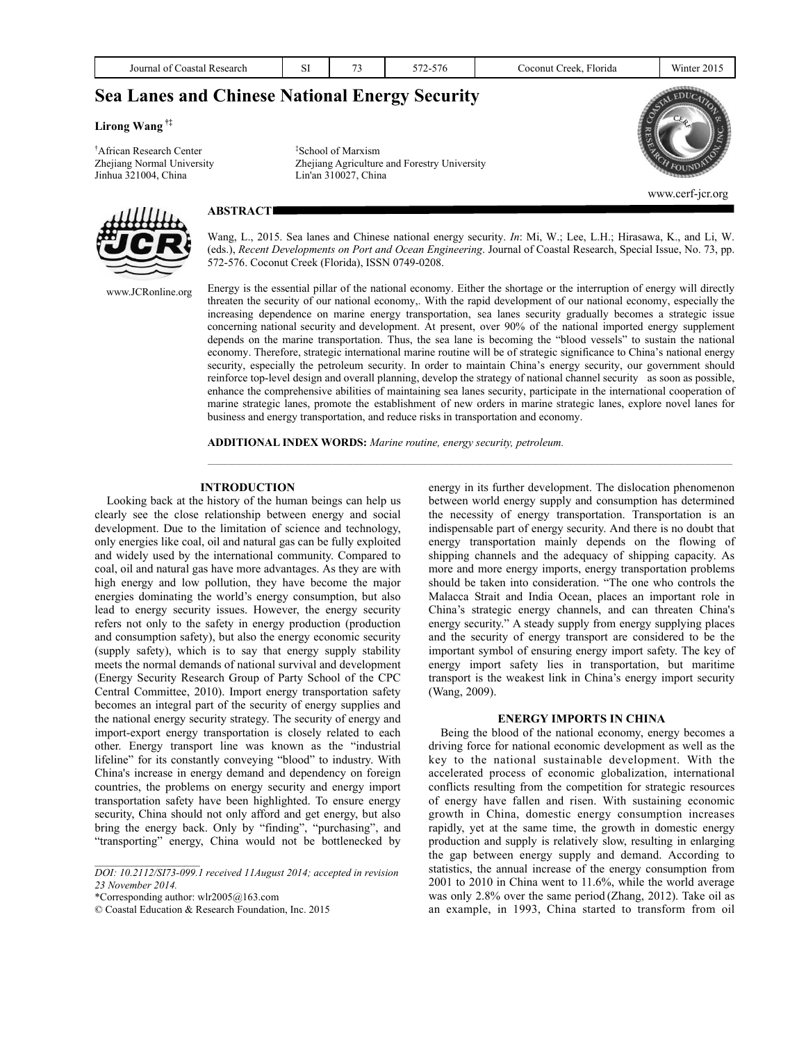# Sea Lanes and Chinese National Energy Security

**Lirong Wang** [†‡]

[†]African Research Center
Zhejiang Normal University
Jinhua 321004, China

[‡]School of Marxism
Zhejiang Agriculture and Forestry University
Lin'an 310027, China

www.cerf-jcr.org

www.JCRonline.org

## ABSTRACT

Wang, L., 2015. Sea lanes and Chinese national energy security. *In*: Mi, W.; Lee, L.H.; Hirasawa, K., and Li, W. (eds.), *Recent Developments on Port and Ocean Engineering*. Journal of Coastal Research, Special Issue, No. 73, pp. 572-576. Coconut Creek (Florida), ISSN 0749-0208.

Energy is the essential pillar of the national economy. Either the shortage or the interruption of energy will directly threaten the security of our national economy,. With the rapid development of our national economy, especially the increasing dependence on marine energy transportation, sea lanes security gradually becomes a strategic issue concerning national security and development. At present, over 90% of the national imported energy supplement depends on the marine transportation. Thus, the sea lane is becoming the "blood vessels" to sustain the national economy. Therefore, strategic international marine routine will be of strategic significance to China's national energy security, especially the petroleum security. In order to maintain China's energy security, our government should reinforce top-level design and overall planning, develop the strategy of national channel security as soon as possible, enhance the comprehensive abilities of maintaining sea lanes security, participate in the international cooperation of marine strategic lanes, promote the establishment of new orders in marine strategic lanes, explore novel lanes for business and energy transportation, and reduce risks in transportation and economy.

**ADDITIONAL INDEX WORDS:** *Marine routine, energy security, petroleum.*

## INTRODUCTION

Looking back at the history of the human beings can help us clearly see the close relationship between energy and social development. Due to the limitation of science and technology, only energies like coal, oil and natural gas can be fully exploited and widely used by the international community. Compared to coal, oil and natural gas have more advantages. As they are with high energy and low pollution, they have become the major energies dominating the world's energy consumption, but also lead to energy security issues. However, the energy security refers not only to the safety in energy production (production and consumption safety), but also the energy economic security (supply safety), which is to say that energy supply stability meets the normal demands of national survival and development (Energy Security Research Group of Party School of the CPC Central Committee, 2010). Import energy transportation safety becomes an integral part of the security of energy supplies and the national energy security strategy. The security of energy and import-export energy transportation is closely related to each other. Energy transport line was known as the "industrial lifeline" for its constantly conveying "blood" to industry. With China's increase in energy demand and dependency on foreign countries, the problems on energy security and energy import transportation safety have been highlighted. To ensure energy security, China should not only afford and get energy, but also bring the energy back. Only by "finding", "purchasing", and "transporting" energy, China would not be bottlenecked by energy in its further development. The dislocation phenomenon between world energy supply and consumption has determined the necessity of energy transportation. Transportation is an indispensable part of energy security. And there is no doubt that energy transportation mainly depends on the flowing of shipping channels and the adequacy of shipping capacity. As more and more energy imports, energy transportation problems should be taken into consideration. "The one who controls the Malacca Strait and India Ocean, places an important role in China's strategic energy channels, and can threaten China's energy security." A steady supply from energy supplying places and the security of energy transport are considered to be the important symbol of ensuring energy import safety. The key of energy import safety lies in transportation, but maritime transport is the weakest link in China's energy import security (Wang, 2009).

## ENERGY IMPORTS IN CHINA

Being the blood of the national economy, energy becomes a driving force for national economic development as well as the key to the national sustainable development. With the accelerated process of economic globalization, international conflicts resulting from the competition for strategic resources of energy have fallen and risen. With sustaining economic growth in China, domestic energy consumption increases rapidly, yet at the same time, the growth in domestic energy production and supply is relatively slow, resulting in enlarging the gap between energy supply and demand. According to statistics, the annual increase of the energy consumption from 2001 to 2010 in China went to 11.6%, while the world average was only 2.8% over the same period (Zhang, 2012). Take oil as an example, in 1993, China started to transform from oil

---

*DOI: 10.2112/SI73-099.1 received 11August 2014; accepted in revision 23 November 2014.*

*Corresponding author: wlr2005@163.com

© Coastal Education & Research Foundation, Inc. 2015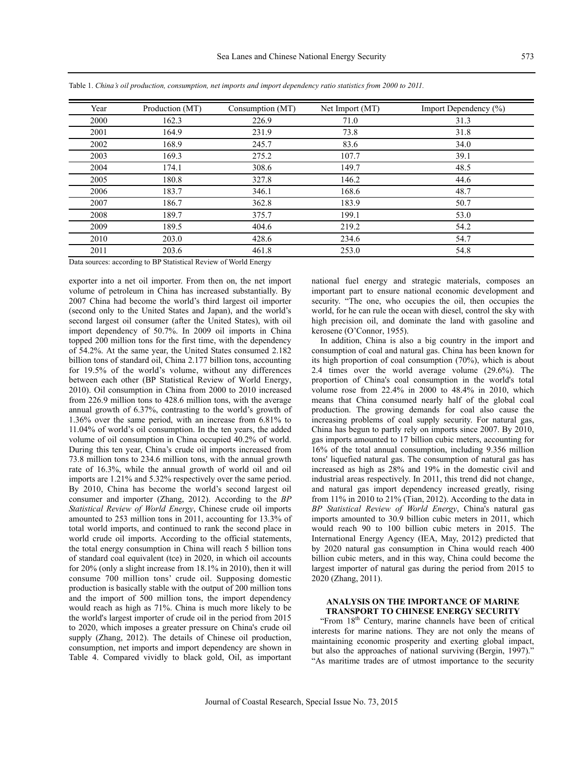Table 1. *China's oil production, consumption, net imports and import dependency ratio statistics from 2000 to 2011.*

| Year | Production (MT) | Consumption (MT) | Net Import (MT) | Import Dependency (%) |
|---|---|---|---|---|
| 2000 | 162.3 | 226.9 | 71.0 | 31.3 |
| 2001 | 164.9 | 231.9 | 73.8 | 31.8 |
| 2002 | 168.9 | 245.7 | 83.6 | 34.0 |
| 2003 | 169.3 | 275.2 | 107.7 | 39.1 |
| 2004 | 174.1 | 308.6 | 149.7 | 48.5 |
| 2005 | 180.8 | 327.8 | 146.2 | 44.6 |
| 2006 | 183.7 | 346.1 | 168.6 | 48.7 |
| 2007 | 186.7 | 362.8 | 183.9 | 50.7 |
| 2008 | 189.7 | 375.7 | 199.1 | 53.0 |
| 2009 | 189.5 | 404.6 | 219.2 | 54.2 |
| 2010 | 203.0 | 428.6 | 234.6 | 54.7 |
| 2011 | 203.6 | 461.8 | 253.0 | 54.8 |

Data sources: according to BP Statistical Review of World Energy

exporter into a net oil importer. From then on, the net import volume of petroleum in China has increased substantially. By 2007 China had become the world's third largest oil importer (second only to the United States and Japan), and the world's second largest oil consumer (after the United States), with oil import dependency of 50.7%. In 2009 oil imports in China topped 200 million tons for the first time, with the dependency of 54.2%. At the same year, the United States consumed 2.182 billion tons of standard oil, China 2.177 billion tons, accounting for 19.5% of the world's volume, without any differences between each other (BP Statistical Review of World Energy, 2010). Oil consumption in China from 2000 to 2010 increased from 226.9 million tons to 428.6 million tons, with the average annual growth of 6.37%, contrasting to the world's growth of 1.36% over the same period, with an increase from 6.81% to 11.04% of world's oil consumption. In the ten years, the added volume of oil consumption in China occupied 40.2% of world. During this ten year, China's crude oil imports increased from 73.8 million tons to 234.6 million tons, with the annual growth rate of 16.3%, while the annual growth of world oil and oil imports are 1.21% and 5.32% respectively over the same period. By 2010, China has become the world's second largest oil consumer and importer (Zhang, 2012). According to the *BP Statistical Review of World Energy*, Chinese crude oil imports amounted to 253 million tons in 2011, accounting for 13.3% of total world imports, and continued to rank the second place in world crude oil imports. According to the official statements, the total energy consumption in China will reach 5 billion tons of standard coal equivalent (tce) in 2020, in which oil accounts for 20% (only a slight increase from 18.1% in 2010), then it will consume 700 million tons' crude oil. Supposing domestic production is basically stable with the output of 200 million tons and the import of 500 million tons, the import dependency would reach as high as 71%. China is much more likely to be the world's largest importer of crude oil in the period from 2015 to 2020, which imposes a greater pressure on China's crude oil supply (Zhang, 2012). The details of Chinese oil production, consumption, net imports and import dependency are shown in Table 4. Compared vividly to black gold, Oil, as important national fuel energy and strategic materials, composes an important part to ensure national economic development and security. "The one, who occupies the oil, then occupies the world, for he can rule the ocean with diesel, control the sky with high precision oil, and dominate the land with gasoline and kerosene (O'Connor, 1955).

In addition, China is also a big country in the import and consumption of coal and natural gas. China has been known for its high proportion of coal consumption (70%), which is about 2.4 times over the world average volume (29.6%). The proportion of China's coal consumption in the world's total volume rose from 22.4% in 2000 to 48.4% in 2010, which means that China consumed nearly half of the global coal production. The growing demands for coal also cause the increasing problems of coal supply security. For natural gas, China has begun to partly rely on imports since 2007. By 2010, gas imports amounted to 17 billion cubic meters, accounting for 16% of the total annual consumption, including 9.356 million tons' liquefied natural gas. The consumption of natural gas has increased as high as 28% and 19% in the domestic civil and industrial areas respectively. In 2011, this trend did not change, and natural gas import dependency increased greatly, rising from 11% in 2010 to 21% (Tian, 2012). According to the data in *BP Statistical Review of World Energy*, China's natural gas imports amounted to 30.9 billion cubic meters in 2011, which would reach 90 to 100 billion cubic meters in 2015. The International Energy Agency (IEA, May, 2012) predicted that by 2020 natural gas consumption in China would reach 400 billion cubic meters, and in this way, China could become the largest importer of natural gas during the period from 2015 to 2020 (Zhang, 2011).

## ANALYSIS ON THE IMPORTANCE OF MARINE TRANSPORT TO CHINESE ENERGY SECURITY

"From 18th Century, marine channels have been of critical interests for marine nations. They are not only the means of maintaining economic prosperity and exerting global impact, but also the approaches of national surviving (Bergin, 1997)." "As maritime trades are of utmost importance to the security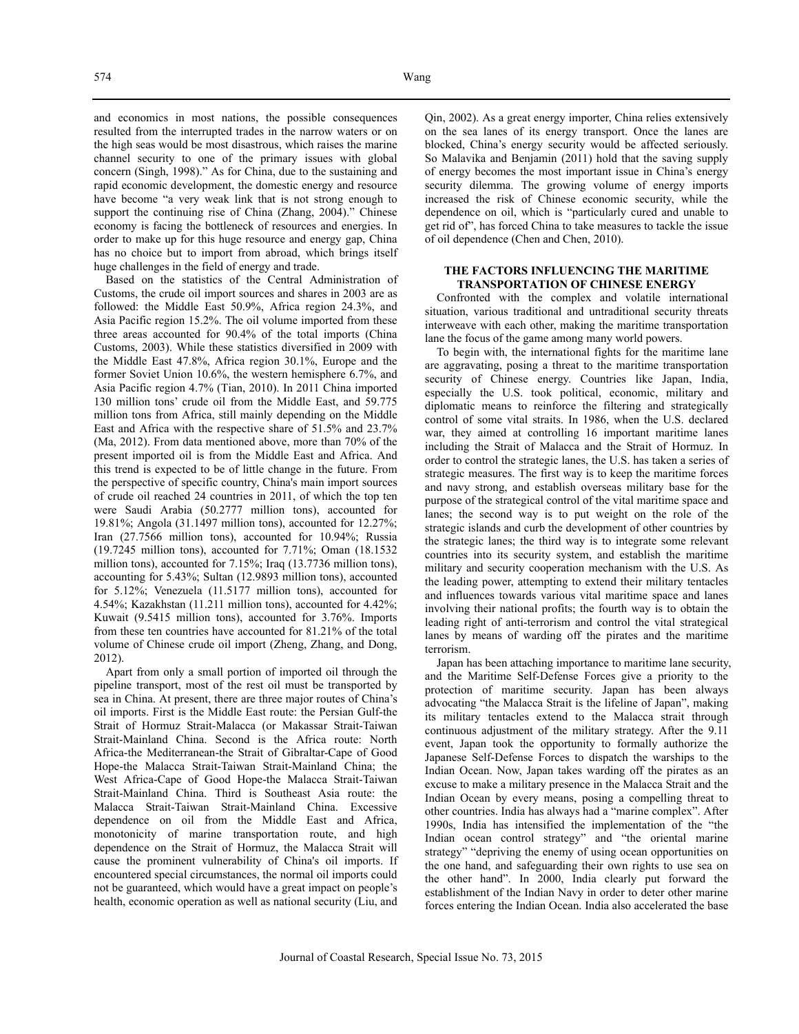and economics in most nations, the possible consequences resulted from the interrupted trades in the narrow waters or on the high seas would be most disastrous, which raises the marine channel security to one of the primary issues with global concern (Singh, 1998)." As for China, due to the sustaining and rapid economic development, the domestic energy and resource have become "a very weak link that is not strong enough to support the continuing rise of China (Zhang, 2004)." Chinese economy is facing the bottleneck of resources and energies. In order to make up for this huge resource and energy gap, China has no choice but to import from abroad, which brings itself huge challenges in the field of energy and trade.

Based on the statistics of the Central Administration of Customs, the crude oil import sources and shares in 2003 are as followed: the Middle East 50.9%, Africa region 24.3%, and Asia Pacific region 15.2%. The oil volume imported from these three areas accounted for 90.4% of the total imports (China Customs, 2003). While these statistics diversified in 2009 with the Middle East 47.8%, Africa region 30.1%, Europe and the former Soviet Union 10.6%, the western hemisphere 6.7%, and Asia Pacific region 4.7% (Tian, 2010). In 2011 China imported 130 million tons' crude oil from the Middle East, and 59.775 million tons from Africa, still mainly depending on the Middle East and Africa with the respective share of 51.5% and 23.7% (Ma, 2012). From data mentioned above, more than 70% of the present imported oil is from the Middle East and Africa. And this trend is expected to be of little change in the future. From the perspective of specific country, China's main import sources of crude oil reached 24 countries in 2011, of which the top ten were Saudi Arabia (50.2777 million tons), accounted for 19.81%; Angola (31.1497 million tons), accounted for 12.27%; Iran (27.7566 million tons), accounted for 10.94%; Russia (19.7245 million tons), accounted for 7.71%; Oman (18.1532 million tons), accounted for 7.15%; Iraq (13.7736 million tons), accounting for 5.43%; Sultan (12.9893 million tons), accounted for 5.12%; Venezuela (11.5177 million tons), accounted for 4.54%; Kazakhstan (11.211 million tons), accounted for 4.42%; Kuwait (9.5415 million tons), accounted for 3.76%. Imports from these ten countries have accounted for 81.21% of the total volume of Chinese crude oil import (Zheng, Zhang, and Dong, 2012).

Apart from only a small portion of imported oil through the pipeline transport, most of the rest oil must be transported by sea in China. At present, there are three major routes of China's oil imports. First is the Middle East route: the Persian Gulf-the Strait of Hormuz Strait-Malacca (or Makassar Strait-Taiwan Strait-Mainland China. Second is the Africa route: North Africa-the Mediterranean-the Strait of Gibraltar-Cape of Good Hope-the Malacca Strait-Taiwan Strait-Mainland China; the West Africa-Cape of Good Hope-the Malacca Strait-Taiwan Strait-Mainland China. Third is Southeast Asia route: the Malacca Strait-Taiwan Strait-Mainland China. Excessive dependence on oil from the Middle East and Africa, monotonicity of marine transportation route, and high dependence on the Strait of Hormuz, the Malacca Strait will cause the prominent vulnerability of China's oil imports. If encountered special circumstances, the normal oil imports could not be guaranteed, which would have a great impact on people's health, economic operation as well as national security (Liu, and Qin, 2002). As a great energy importer, China relies extensively on the sea lanes of its energy transport. Once the lanes are blocked, China's energy security would be affected seriously. So Malavika and Benjamin (2011) hold that the saving supply of energy becomes the most important issue in China's energy security dilemma. The growing volume of energy imports increased the risk of Chinese economic security, while the dependence on oil, which is "particularly cured and unable to get rid of", has forced China to take measures to tackle the issue of oil dependence (Chen and Chen, 2010).

## THE FACTORS INFLUENCING THE MARITIME TRANSPORTATION OF CHINESE ENERGY

Confronted with the complex and volatile international situation, various traditional and untraditional security threats interweave with each other, making the maritime transportation lane the focus of the game among many world powers.

To begin with, the international fights for the maritime lane are aggravating, posing a threat to the maritime transportation security of Chinese energy. Countries like Japan, India, especially the U.S. took political, economic, military and diplomatic means to reinforce the filtering and strategically control of some vital straits. In 1986, when the U.S. declared war, they aimed at controlling 16 important maritime lanes including the Strait of Malacca and the Strait of Hormuz. In order to control the strategic lanes, the U.S. has taken a series of strategic measures. The first way is to keep the maritime forces and navy strong, and establish overseas military base for the purpose of the strategical control of the vital maritime space and lanes; the second way is to put weight on the role of the strategic islands and curb the development of other countries by the strategic lanes; the third way is to integrate some relevant countries into its security system, and establish the maritime military and security cooperation mechanism with the U.S. As the leading power, attempting to extend their military tentacles and influences towards various vital maritime space and lanes involving their national profits; the fourth way is to obtain the leading right of anti-terrorism and control the vital strategical lanes by means of warding off the pirates and the maritime terrorism.

Japan has been attaching importance to maritime lane security, and the Maritime Self-Defense Forces give a priority to the protection of maritime security. Japan has been always advocating "the Malacca Strait is the lifeline of Japan", making its military tentacles extend to the Malacca strait through continuous adjustment of the military strategy. After the 9.11 event, Japan took the opportunity to formally authorize the Japanese Self-Defense Forces to dispatch the warships to the Indian Ocean. Now, Japan takes warding off the pirates as an excuse to make a military presence in the Malacca Strait and the Indian Ocean by every means, posing a compelling threat to other countries. India has always had a "marine complex". After 1990s, India has intensified the implementation of the "the Indian ocean control strategy" and "the oriental marine strategy" "depriving the enemy of using ocean opportunities on the one hand, and safeguarding their own rights to use sea on the other hand". In 2000, India clearly put forward the establishment of the Indian Navy in order to deter other marine forces entering the Indian Ocean. India also accelerated the base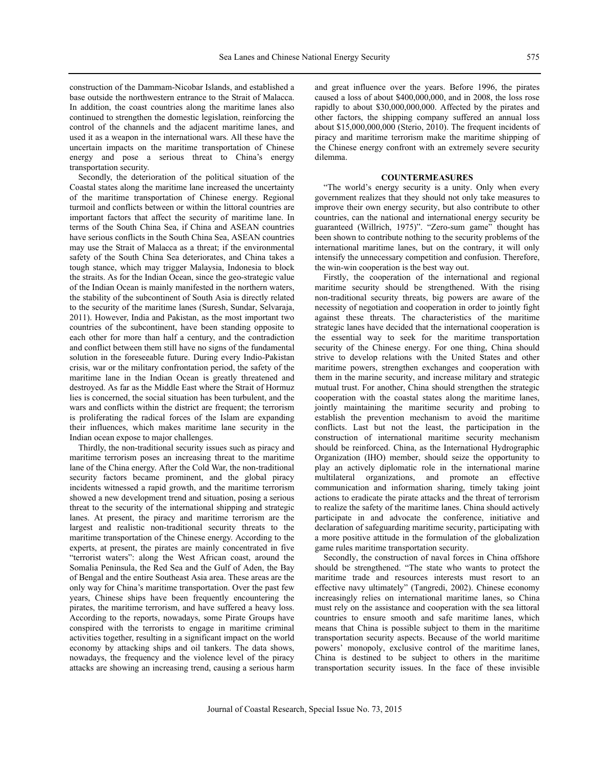construction of the Dammam-Nicobar Islands, and established a base outside the northwestern entrance to the Strait of Malacca. In addition, the coast countries along the maritime lanes also continued to strengthen the domestic legislation, reinforcing the control of the channels and the adjacent maritime lanes, and used it as a weapon in the international wars. All these have the uncertain impacts on the maritime transportation of Chinese energy and pose a serious threat to China's energy transportation security.

Secondly, the deterioration of the political situation of the Coastal states along the maritime lane increased the uncertainty of the maritime transportation of Chinese energy. Regional turmoil and conflicts between or within the littoral countries are important factors that affect the security of maritime lane. In terms of the South China Sea, if China and ASEAN countries have serious conflicts in the South China Sea, ASEAN countries may use the Strait of Malacca as a threat; if the environmental safety of the South China Sea deteriorates, and China takes a tough stance, which may trigger Malaysia, Indonesia to block the straits. As for the Indian Ocean, since the geo-strategic value of the Indian Ocean is mainly manifested in the northern waters, the stability of the subcontinent of South Asia is directly related to the security of the maritime lanes (Suresh, Sundar, Selvaraja, 2011). However, India and Pakistan, as the most important two countries of the subcontinent, have been standing opposite to each other for more than half a century, and the contradiction and conflict between them still have no signs of the fundamental solution in the foreseeable future. During every Indio-Pakistan crisis, war or the military confrontation period, the safety of the maritime lane in the Indian Ocean is greatly threatened and destroyed. As far as the Middle East where the Strait of Hormuz lies is concerned, the social situation has been turbulent, and the wars and conflicts within the district are frequent; the terrorism is proliferating the radical forces of the Islam are expanding their influences, which makes maritime lane security in the Indian ocean expose to major challenges.

Thirdly, the non-traditional security issues such as piracy and maritime terrorism poses an increasing threat to the maritime lane of the China energy. After the Cold War, the non-traditional security factors became prominent, and the global piracy incidents witnessed a rapid growth, and the maritime terrorism showed a new development trend and situation, posing a serious threat to the security of the international shipping and strategic lanes. At present, the piracy and maritime terrorism are the largest and realistic non-traditional security threats to the maritime transportation of the Chinese energy. According to the experts, at present, the pirates are mainly concentrated in five "terrorist waters": along the West African coast, around the Somalia Peninsula, the Red Sea and the Gulf of Aden, the Bay of Bengal and the entire Southeast Asia area. These areas are the only way for China's maritime transportation. Over the past few years, Chinese ships have been frequently encountering the pirates, the maritime terrorism, and have suffered a heavy loss. According to the reports, nowadays, some Pirate Groups have conspired with the terrorists to engage in maritime criminal activities together, resulting in a significant impact on the world economy by attacking ships and oil tankers. The data shows, nowadays, the frequency and the violence level of the piracy attacks are showing an increasing trend, causing a serious harm and great influence over the years. Before 1996, the pirates caused a loss of about $400,000,000, and in 2008, the loss rose rapidly to about $30,000,000,000. Affected by the pirates and other factors, the shipping company suffered an annual loss about $15,000,000,000 (Sterio, 2010). The frequent incidents of piracy and maritime terrorism make the maritime shipping of the Chinese energy confront with an extremely severe security dilemma.

## COUNTERMEASURES

"The world's energy security is a unity. Only when every government realizes that they should not only take measures to improve their own energy security, but also contribute to other countries, can the national and international energy security be guaranteed (Willrich, 1975)". "Zero-sum game" thought has been shown to contribute nothing to the security problems of the international maritime lanes, but on the contrary, it will only intensify the unnecessary competition and confusion. Therefore, the win-win cooperation is the best way out.

Firstly, the cooperation of the international and regional maritime security should be strengthened. With the rising non-traditional security threats, big powers are aware of the necessity of negotiation and cooperation in order to jointly fight against these threats. The characteristics of the maritime strategic lanes have decided that the international cooperation is the essential way to seek for the maritime transportation security of the Chinese energy. For one thing, China should strive to develop relations with the United States and other maritime powers, strengthen exchanges and cooperation with them in the marine security, and increase military and strategic mutual trust. For another, China should strengthen the strategic cooperation with the coastal states along the maritime lanes, jointly maintaining the maritime security and probing to establish the prevention mechanism to avoid the maritime conflicts. Last but not the least, the participation in the construction of international maritime security mechanism should be reinforced. China, as the International Hydrographic Organization (IHO) member, should seize the opportunity to play an actively diplomatic role in the international marine multilateral organizations, and promote an effective communication and information sharing, timely taking joint actions to eradicate the pirate attacks and the threat of terrorism to realize the safety of the maritime lanes. China should actively participate in and advocate the conference, initiative and declaration of safeguarding maritime security, participating with a more positive attitude in the formulation of the globalization game rules maritime transportation security.

Secondly, the construction of naval forces in China offshore should be strengthened. "The state who wants to protect the maritime trade and resources interests must resort to an effective navy ultimately" (Tangredi, 2002). Chinese economy increasingly relies on international maritime lanes, so China must rely on the assistance and cooperation with the sea littoral countries to ensure smooth and safe maritime lanes, which means that China is possible subject to them in the maritime transportation security aspects. Because of the world maritime powers' monopoly, exclusive control of the maritime lanes, China is destined to be subject to others in the maritime transportation security issues. In the face of these invisible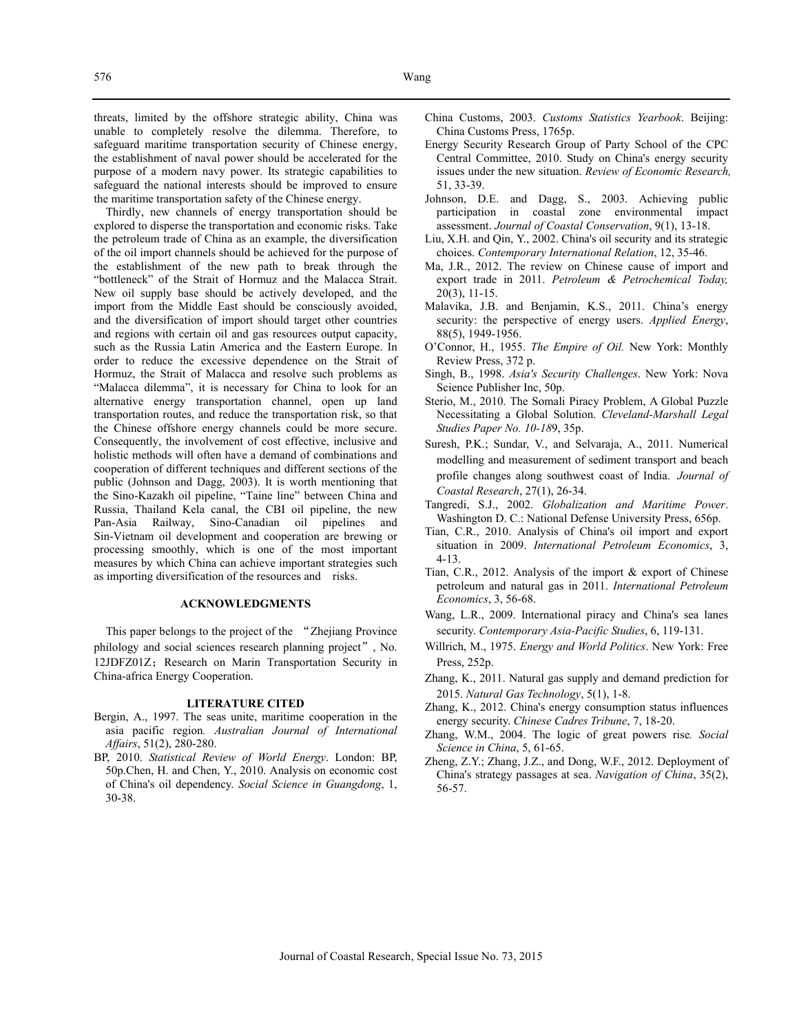threats, limited by the offshore strategic ability, China was unable to completely resolve the dilemma. Therefore, to safeguard maritime transportation security of Chinese energy, the establishment of naval power should be accelerated for the purpose of a modern navy power. Its strategic capabilities to safeguard the national interests should be improved to ensure the maritime transportation safety of the Chinese energy.

Thirdly, new channels of energy transportation should be explored to disperse the transportation and economic risks. Take the petroleum trade of China as an example, the diversification of the oil import channels should be achieved for the purpose of the establishment of the new path to break through the "bottleneck" of the Strait of Hormuz and the Malacca Strait. New oil supply base should be actively developed, and the import from the Middle East should be consciously avoided, and the diversification of import should target other countries and regions with certain oil and gas resources output capacity, such as the Russia Latin America and the Eastern Europe. In order to reduce the excessive dependence on the Strait of Hormuz, the Strait of Malacca and resolve such problems as "Malacca dilemma", it is necessary for China to look for an alternative energy transportation channel, open up land transportation routes, and reduce the transportation risk, so that the Chinese offshore energy channels could be more secure. Consequently, the involvement of cost effective, inclusive and holistic methods will often have a demand of combinations and cooperation of different techniques and different sections of the public (Johnson and Dagg, 2003). It is worth mentioning that the Sino-Kazakh oil pipeline, "Taine line" between China and Russia, Thailand Kela canal, the CBI oil pipeline, the new Pan-Asia Railway, Sino-Canadian oil pipelines and Sin-Vietnam oil development and cooperation are brewing or processing smoothly, which is one of the most important measures by which China can achieve important strategies such as importing diversification of the resources and risks.

## ACKNOWLEDGMENTS

This paper belongs to the project of the "Zhejiang Province philology and social sciences research planning project", No. 12JDFZ01Z; Research on Marin Transportation Security in China-africa Energy Cooperation.

## LITERATURE CITED

Bergin, A., 1997. The seas unite, maritime cooperation in the asia pacific region. *Australian Journal of International Affairs*, 51(2), 280-280.

BP, 2010. *Statistical Review of World Energy*. London: BP, 50p.Chen, H. and Chen, Y., 2010. Analysis on economic cost of China's oil dependency. *Social Science in Guangdong*, 1, 30-38.

China Customs, 2003. *Customs Statistics Yearbook*. Beijing: China Customs Press, 1765p.

Energy Security Research Group of Party School of the CPC Central Committee, 2010. Study on China's energy security issues under the new situation. *Review of Economic Research,* 51, 33-39.

Johnson, D.E. and Dagg, S., 2003. Achieving public participation in coastal zone environmental impact assessment. *Journal of Coastal Conservation*, 9(1), 13-18.

Liu, X.H. and Qin, Y., 2002. China's oil security and its strategic choices. *Contemporary International Relation*, 12, 35-46.

Ma, J.R., 2012. The review on Chinese cause of import and export trade in 2011. *Petroleum & Petrochemical Today,* 20(3), 11-15.

Malavika, J.B. and Benjamin, K.S., 2011. China's energy security: the perspective of energy users. *Applied Energy*, 88(5), 1949-1956.

O'Connor, H., 1955. *The Empire of Oil.* New York: Monthly Review Press, 372 p.

Singh, B., 1998. *Asia's Security Challenges*. New York: Nova Science Publisher Inc, 50p.

Sterio, M., 2010. The Somali Piracy Problem, A Global Puzzle Necessitating a Global Solution. *Cleveland-Marshall Legal Studies Paper No. 10-189*, 35p.

Suresh, P.K.; Sundar, V., and Selvaraja, A., 2011. Numerical modelling and measurement of sediment transport and beach profile changes along southwest coast of India. *Journal of Coastal Research*, 27(1), 26-34.

Tangredi, S.J., 2002. *Globalization and Maritime Power*. Washington D. C.: National Defense University Press, 656p.

Tian, C.R., 2010. Analysis of China's oil import and export situation in 2009. *International Petroleum Economics*, 3, 4-13.

Tian, C.R., 2012. Analysis of the import & export of Chinese petroleum and natural gas in 2011. *International Petroleum Economics*, 3, 56-68.

Wang, L.R., 2009. International piracy and China's sea lanes security. *Contemporary Asia-Pacific Studies*, 6, 119-131.

Willrich, M., 1975. *Energy and World Politics*. New York: Free Press, 252p.

Zhang, K., 2011. Natural gas supply and demand prediction for 2015. *Natural Gas Technology*, 5(1), 1-8.

Zhang, K., 2012. China's energy consumption status influences energy security. *Chinese Cadres Tribune*, 7, 18-20.

Zhang, W.M., 2004. The logic of great powers rise. *Social Science in China*, 5, 61-65.

Zheng, Z.Y.; Zhang, J.Z., and Dong, W.F., 2012. Deployment of China's strategy passages at sea. *Navigation of China*, 35(2), 56-57.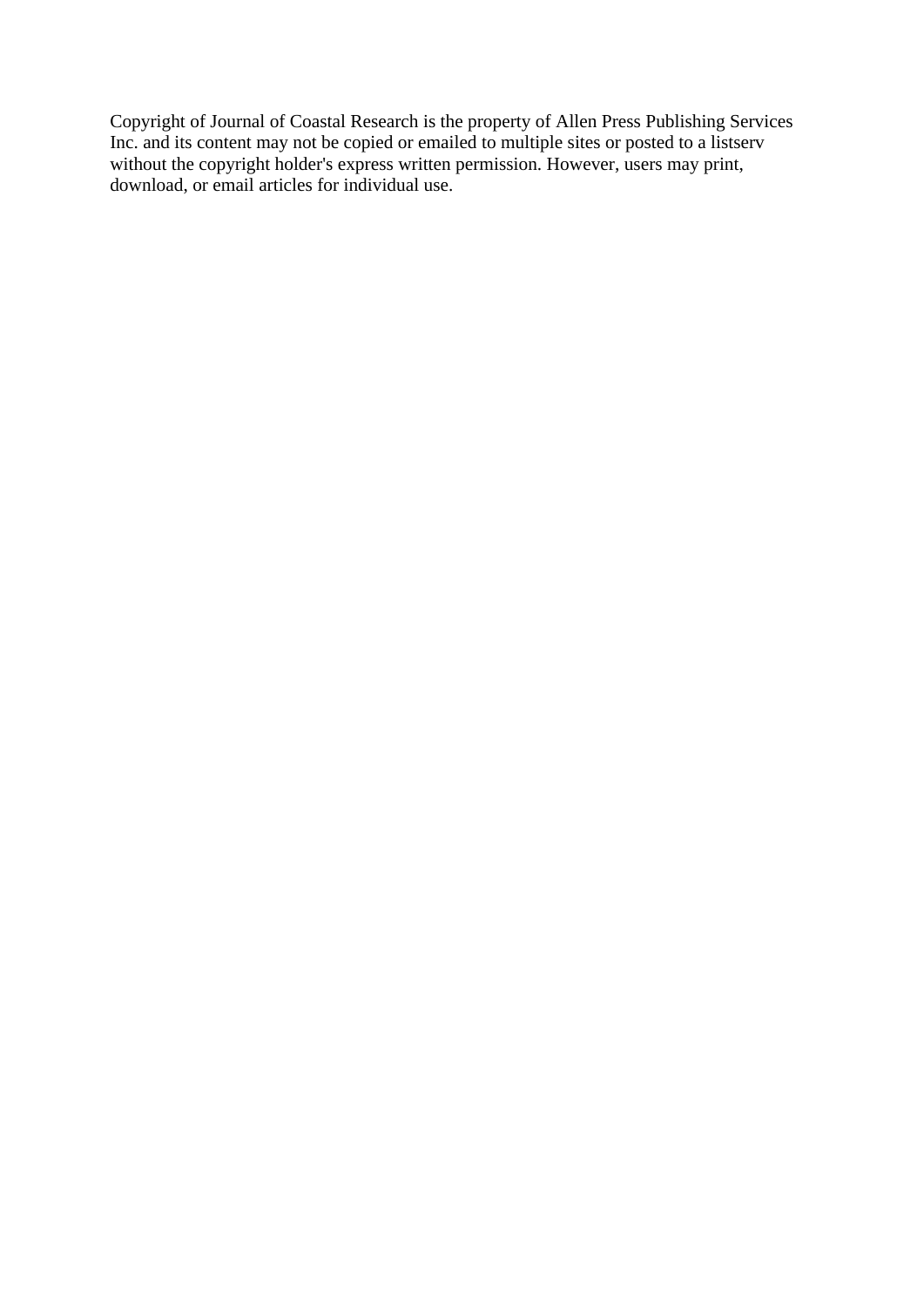Copyright of Journal of Coastal Research is the property of Allen Press Publishing Services Inc. and its content may not be copied or emailed to multiple sites or posted to a listserv without the copyright holder's express written permission. However, users may print, download, or email articles for individual use.